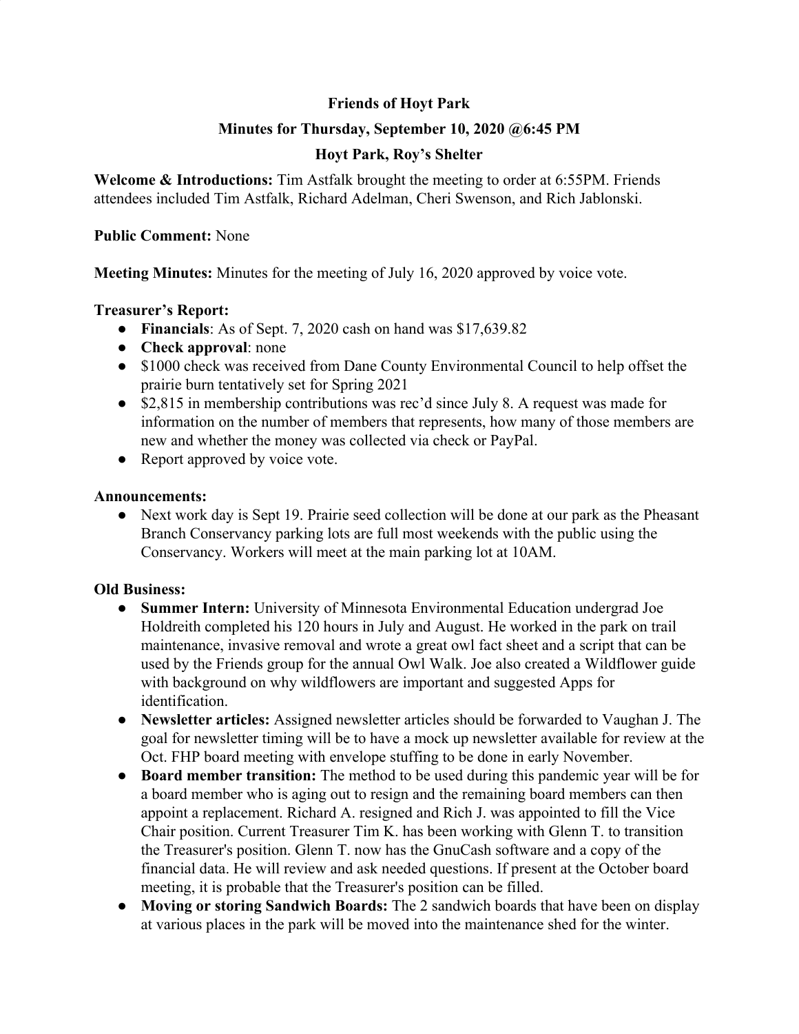# Friends of Hoyt Park

## Minutes for Thursday, September 10, 2020 @6:45 PM

## Hoyt Park, Roy's Shelter

**Welcome & Introductions:** Tim Astfalk brought the meeting to order at 6:55PM. Friends attendees included Tim Astfalk, Richard Adelman, Cheri Swenson, and Rich Jablonski.

**Public Comment:** None

**Meeting Minutes:** Minutes for the meeting of July 16, 2020 approved by voice vote.

**Treasurer's Report:**

- **Financials**: As of Sept. 7, 2020 cash on hand was $17,639.82
- **Check approval**: none
- $1000 check was received from Dane County Environmental Council to help offset the prairie burn tentatively set for Spring 2021
- $2,815 in membership contributions was rec'd since July 8. A request was made for information on the number of members that represents, how many of those members are new and whether the money was collected via check or PayPal.
- Report approved by voice vote.

**Announcements:**

- Next work day is Sept 19. Prairie seed collection will be done at our park as the Pheasant Branch Conservancy parking lots are full most weekends with the public using the Conservancy. Workers will meet at the main parking lot at 10AM.

**Old Business:**

- **Summer Intern:** University of Minnesota Environmental Education undergrad Joe Holdreith completed his 120 hours in July and August. He worked in the park on trail maintenance, invasive removal and wrote a great owl fact sheet and a script that can be used by the Friends group for the annual Owl Walk. Joe also created a Wildflower guide with background on why wildflowers are important and suggested Apps for identification.
- **Newsletter articles:** Assigned newsletter articles should be forwarded to Vaughan J. The goal for newsletter timing will be to have a mock up newsletter available for review at the Oct. FHP board meeting with envelope stuffing to be done in early November.
- **Board member transition:** The method to be used during this pandemic year will be for a board member who is aging out to resign and the remaining board members can then appoint a replacement. Richard A. resigned and Rich J. was appointed to fill the Vice Chair position. Current Treasurer Tim K. has been working with Glenn T. to transition the Treasurer's position. Glenn T. now has the GnuCash software and a copy of the financial data. He will review and ask needed questions. If present at the October board meeting, it is probable that the Treasurer's position can be filled.
- **Moving or storing Sandwich Boards:** The 2 sandwich boards that have been on display at various places in the park will be moved into the maintenance shed for the winter.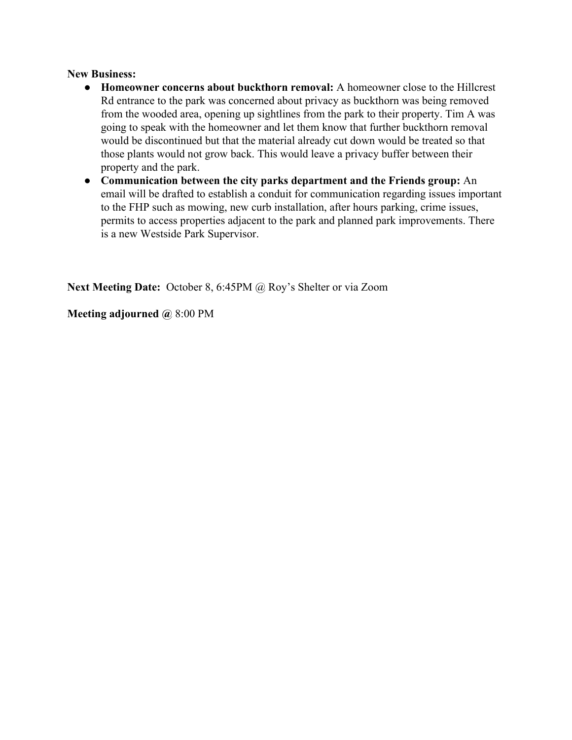**New Business:**

- **Homeowner concerns about buckthorn removal:** A homeowner close to the Hillcrest Rd entrance to the park was concerned about privacy as buckthorn was being removed from the wooded area, opening up sightlines from the park to their property. Tim A was going to speak with the homeowner and let them know that further buckthorn removal would be discontinued but that the material already cut down would be treated so that those plants would not grow back. This would leave a privacy buffer between their property and the park.
- **Communication between the city parks department and the Friends group:** An email will be drafted to establish a conduit for communication regarding issues important to the FHP such as mowing, new curb installation, after hours parking, crime issues, permits to access properties adjacent to the park and planned park improvements. There is a new Westside Park Supervisor.

**Next Meeting Date:** October 8, 6:45PM @ Roy's Shelter or via Zoom

**Meeting adjourned @** 8:00 PM